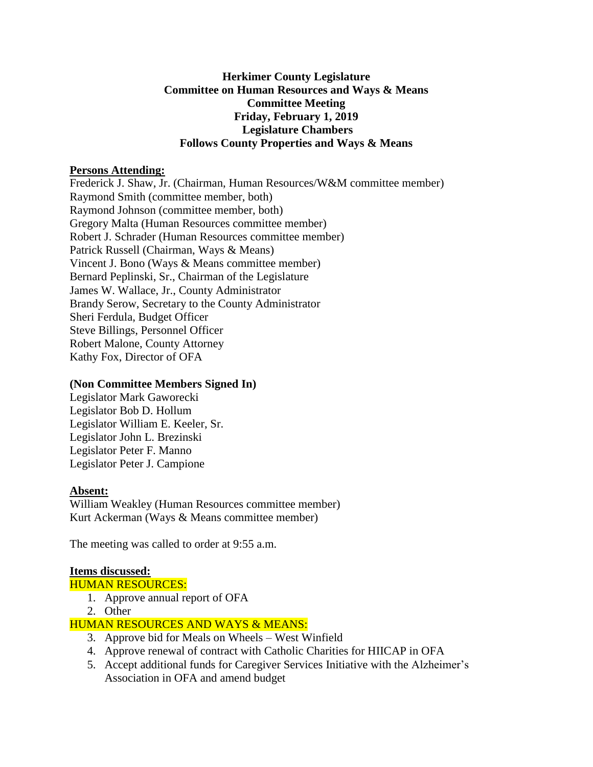**Herkimer County Legislature**
**Committee on Human Resources and Ways & Means**
**Committee Meeting**
**Friday, February 1, 2019**
**Legislature Chambers**
**Follows County Properties and Ways & Means**

**Persons Attending:**

Frederick J. Shaw, Jr. (Chairman, Human Resources/W&M committee member)
Raymond Smith (committee member, both)
Raymond Johnson (committee member, both)
Gregory Malta (Human Resources committee member)
Robert J. Schrader (Human Resources committee member)
Patrick Russell (Chairman, Ways & Means)
Vincent J. Bono (Ways & Means committee member)
Bernard Peplinski, Sr., Chairman of the Legislature
James W. Wallace, Jr., County Administrator
Brandy Serow, Secretary to the County Administrator
Sheri Ferdula, Budget Officer
Steve Billings, Personnel Officer
Robert Malone, County Attorney
Kathy Fox, Director of OFA

**(Non Committee Members Signed In)**

Legislator Mark Gaworecki
Legislator Bob D. Hollum
Legislator William E. Keeler, Sr.
Legislator John L. Brezinski
Legislator Peter F. Manno
Legislator Peter J. Campione

**Absent:**

William Weakley (Human Resources committee member)
Kurt Ackerman (Ways & Means committee member)

The meeting was called to order at 9:55 a.m.

**Items discussed:**

HUMAN RESOURCES:

1. Approve annual report of OFA
2. Other

HUMAN RESOURCES AND WAYS & MEANS:

3. Approve bid for Meals on Wheels – West Winfield
4. Approve renewal of contract with Catholic Charities for HIICAP in OFA
5. Accept additional funds for Caregiver Services Initiative with the Alzheimer's Association in OFA and amend budget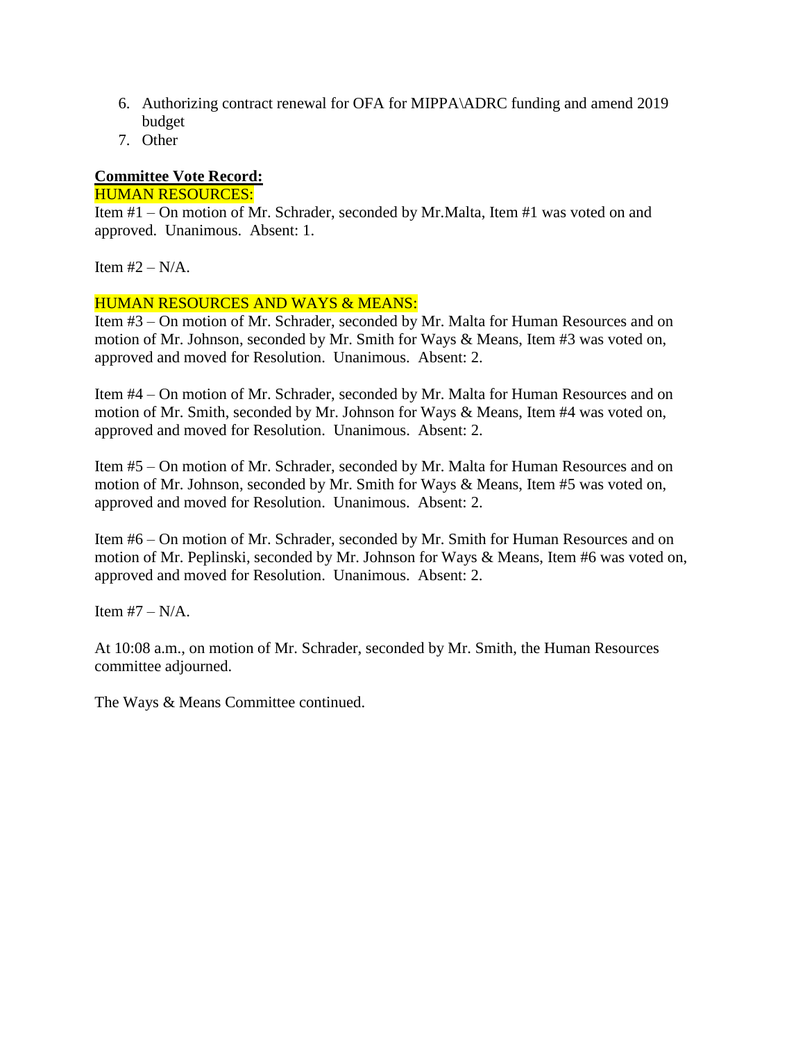6. Authorizing contract renewal for OFA for MIPPA\ADRC funding and amend 2019 budget
7. Other

**Committee Vote Record:**

HUMAN RESOURCES:

Item #1 – On motion of Mr. Schrader, seconded by Mr.Malta, Item #1 was voted on and approved. Unanimous. Absent: 1.

Item #2 – N/A.

HUMAN RESOURCES AND WAYS & MEANS:

Item #3 – On motion of Mr. Schrader, seconded by Mr. Malta for Human Resources and on motion of Mr. Johnson, seconded by Mr. Smith for Ways & Means, Item #3 was voted on, approved and moved for Resolution. Unanimous. Absent: 2.

Item #4 – On motion of Mr. Schrader, seconded by Mr. Malta for Human Resources and on motion of Mr. Smith, seconded by Mr. Johnson for Ways & Means, Item #4 was voted on, approved and moved for Resolution. Unanimous. Absent: 2.

Item #5 – On motion of Mr. Schrader, seconded by Mr. Malta for Human Resources and on motion of Mr. Johnson, seconded by Mr. Smith for Ways & Means, Item #5 was voted on, approved and moved for Resolution. Unanimous. Absent: 2.

Item #6 – On motion of Mr. Schrader, seconded by Mr. Smith for Human Resources and on motion of Mr. Peplinski, seconded by Mr. Johnson for Ways & Means, Item #6 was voted on, approved and moved for Resolution. Unanimous. Absent: 2.

Item #7 – N/A.

At 10:08 a.m., on motion of Mr. Schrader, seconded by Mr. Smith, the Human Resources committee adjourned.

The Ways & Means Committee continued.